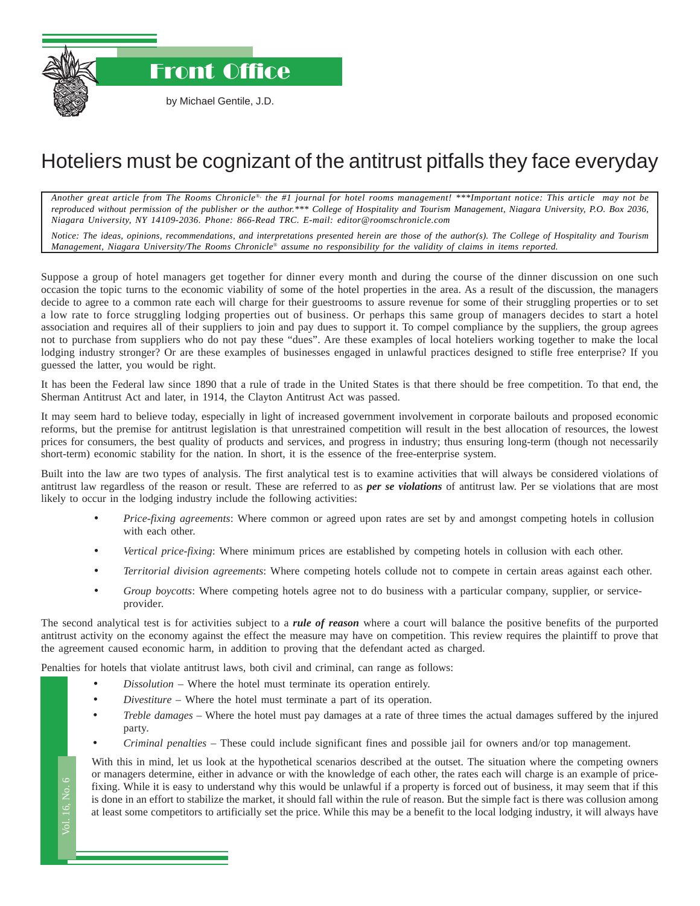# Front Office

by Michael Gentile, J.D.

# Hoteliers must be cognizant of the antitrust pitfalls they face everyday

*Another great article from The Rooms Chronicle®, the #1 journal for hotel rooms management! ***Important notice: This article may not be reproduced without permission of the publisher or the author.*** College of Hospitality and Tourism Management, Niagara University, P.O. Box 2036, Niagara University, NY 14109-2036. Phone: 866-Read TRC. E-mail: editor@roomschronicle.com*

*Notice: The ideas, opinions, recommendations, and interpretations presented herein are those of the author(s). The College of Hospitality and Tourism Management, Niagara University/The Rooms Chronicle® assume no responsibility for the validity of claims in items reported.*

Suppose a group of hotel managers get together for dinner every month and during the course of the dinner discussion on one such occasion the topic turns to the economic viability of some of the hotel properties in the area. As a result of the discussion, the managers decide to agree to a common rate each will charge for their guestrooms to assure revenue for some of their struggling properties or to set a low rate to force struggling lodging properties out of business. Or perhaps this same group of managers decides to start a hotel association and requires all of their suppliers to join and pay dues to support it. To compel compliance by the suppliers, the group agrees not to purchase from suppliers who do not pay these "dues". Are these examples of local hoteliers working together to make the local lodging industry stronger? Or are these examples of businesses engaged in unlawful practices designed to stifle free enterprise? If you guessed the latter, you would be right.

It has been the Federal law since 1890 that a rule of trade in the United States is that there should be free competition. To that end, the Sherman Antitrust Act and later, in 1914, the Clayton Antitrust Act was passed.

It may seem hard to believe today, especially in light of increased government involvement in corporate bailouts and proposed economic reforms, but the premise for antitrust legislation is that unrestrained competition will result in the best allocation of resources, the lowest prices for consumers, the best quality of products and services, and progress in industry; thus ensuring long-term (though not necessarily short-term) economic stability for the nation. In short, it is the essence of the free-enterprise system.

Built into the law are two types of analysis. The first analytical test is to examine activities that will always be considered violations of antitrust law regardless of the reason or result. These are referred to as ***per se violations*** of antitrust law. Per se violations that are most likely to occur in the lodging industry include the following activities:

- *Price-fixing agreements*: Where common or agreed upon rates are set by and amongst competing hotels in collusion with each other.
- *Vertical price-fixing*: Where minimum prices are established by competing hotels in collusion with each other.
- *Territorial division agreements*: Where competing hotels collude not to compete in certain areas against each other.
- *Group boycotts*: Where competing hotels agree not to do business with a particular company, supplier, or service-provider.

The second analytical test is for activities subject to a ***rule of reason*** where a court will balance the positive benefits of the purported antitrust activity on the economy against the effect the measure may have on competition. This review requires the plaintiff to prove that the agreement caused economic harm, in addition to proving that the defendant acted as charged.

Penalties for hotels that violate antitrust laws, both civil and criminal, can range as follows:

- *Dissolution* – Where the hotel must terminate its operation entirely.
- *Divestiture* – Where the hotel must terminate a part of its operation.
- *Treble damages* – Where the hotel must pay damages at a rate of three times the actual damages suffered by the injured party.
- *Criminal penalties* – These could include significant fines and possible jail for owners and/or top management.

With this in mind, let us look at the hypothetical scenarios described at the outset. The situation where the competing owners or managers determine, either in advance or with the knowledge of each other, the rates each will charge is an example of price-fixing. While it is easy to understand why this would be unlawful if a property is forced out of business, it may seem that if this is done in an effort to stabilize the market, it should fall within the rule of reason. But the simple fact is there was collusion among at least some competitors to artificially set the price. While this may be a benefit to the local lodging industry, it will always have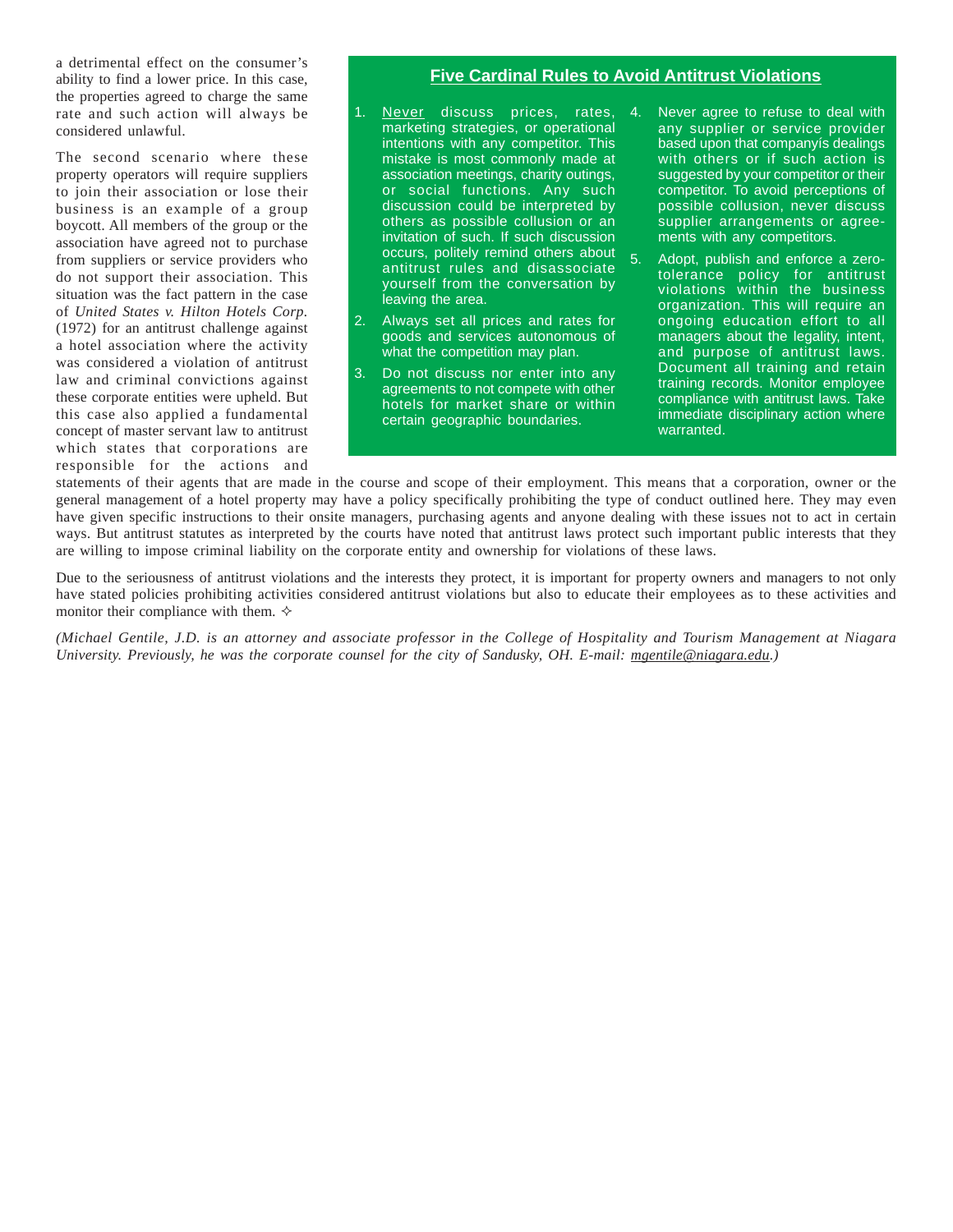a detrimental effect on the consumer's ability to find a lower price. In this case, the properties agreed to charge the same rate and such action will always be considered unlawful.

The second scenario where these property operators will require suppliers to join their association or lose their business is an example of a group boycott. All members of the group or the association have agreed not to purchase from suppliers or service providers who do not support their association. This situation was the fact pattern in the case of *United States v. Hilton Hotels Corp.* (1972) for an antitrust challenge against a hotel association where the activity was considered a violation of antitrust law and criminal convictions against these corporate entities were upheld. But this case also applied a fundamental concept of master servant law to antitrust which states that corporations are responsible for the actions and statements of their agents that are made in the course and scope of their employment. This means that a corporation, owner or the general management of a hotel property may have a policy specifically prohibiting the type of conduct outlined here. They may even have given specific instructions to their onsite managers, purchasing agents and anyone dealing with these issues not to act in certain ways. But antitrust statutes as interpreted by the courts have noted that antitrust laws protect such important public interests that they are willing to impose criminal liability on the corporate entity and ownership for violations of these laws.

Due to the seriousness of antitrust violations and the interests they protect, it is important for property owners and managers to not only have stated policies prohibiting activities considered antitrust violations but also to educate their employees as to these activities and monitor their compliance with them. ✧

## Five Cardinal Rules to Avoid Antitrust Violations

1. Never discuss prices, rates, marketing strategies, or operational intentions with any competitor. This mistake is most commonly made at association meetings, charity outings, or social functions. Any such discussion could be interpreted by others as possible collusion or an invitation of such. If such discussion occurs, politely remind others about antitrust rules and disassociate yourself from the conversation by leaving the area.
2. Always set all prices and rates for goods and services autonomous of what the competition may plan.
3. Do not discuss nor enter into any agreements to not compete with other hotels for market share or within certain geographic boundaries.
4. Never agree to refuse to deal with any supplier or service provider based upon that companyís dealings with others or if such action is suggested by your competitor or their competitor. To avoid perceptions of possible collusion, never discuss supplier arrangements or agreements with any competitors.
5. Adopt, publish and enforce a zero-tolerance policy for antitrust violations within the business organization. This will require an ongoing education effort to all managers about the legality, intent, and purpose of antitrust laws. Document all training and retain training records. Monitor employee compliance with antitrust laws. Take immediate disciplinary action where warranted.

*(Michael Gentile, J.D. is an attorney and associate professor in the College of Hospitality and Tourism Management at Niagara University. Previously, he was the corporate counsel for the city of Sandusky, OH. E-mail: mgentile@niagara.edu.)*